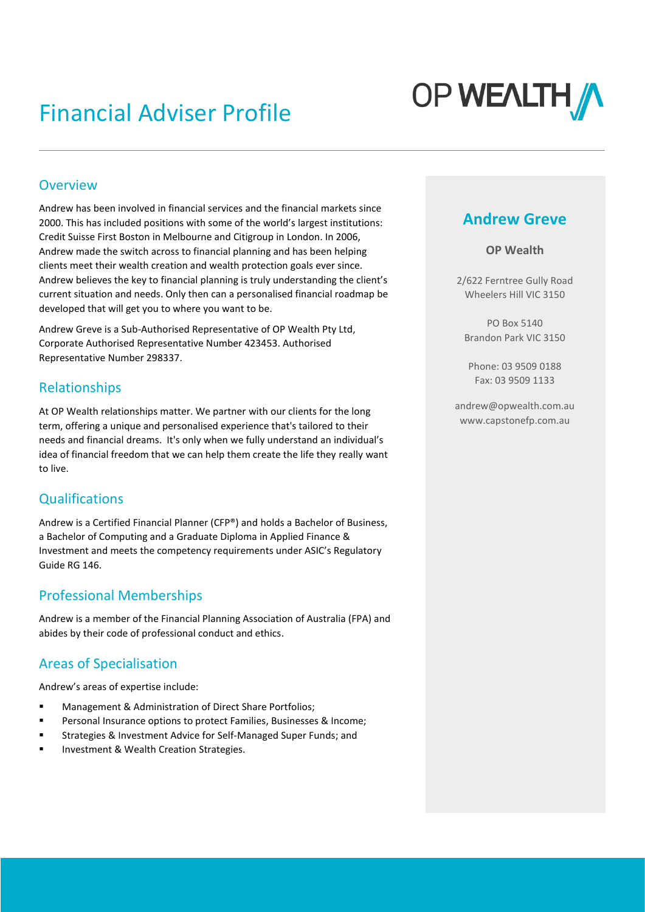# Financial Adviser Profile

OP WEALTH

## Overview

Andrew has been involved in financial services and the financial markets since 2000. This has included positions with some of the world's largest institutions: Credit Suisse First Boston in Melbourne and Citigroup in London. In 2006, Andrew made the switch across to financial planning and has been helping clients meet their wealth creation and wealth protection goals ever since. Andrew believes the key to financial planning is truly understanding the client's current situation and needs. Only then can a personalised financial roadmap be developed that will get you to where you want to be.

Andrew Greve is a Sub-Authorised Representative of OP Wealth Pty Ltd, Corporate Authorised Representative Number 423453. Authorised Representative Number 298337.

## Relationships

At OP Wealth relationships matter. We partner with our clients for the long term, offering a unique and personalised experience that's tailored to their needs and financial dreams. It's only when we fully understand an individual's idea of financial freedom that we can help them create the life they really want to live.

## Qualifications

Andrew is a Certified Financial Planner (CFP®) and holds a Bachelor of Business, a Bachelor of Computing and a Graduate Diploma in Applied Finance & Investment and meets the competency requirements under ASIC's Regulatory Guide RG 146.

## Professional Memberships

Andrew is a member of the Financial Planning Association of Australia (FPA) and abides by their code of professional conduct and ethics.

## Areas of Specialisation

Andrew's areas of expertise include:

- Management & Administration of Direct Share Portfolios;
- Personal Insurance options to protect Families, Businesses & Income;
- Strategies & Investment Advice for Self-Managed Super Funds; and
- Investment & Wealth Creation Strategies.

## Andrew Greve

**OP Wealth**

2/622 Ferntree Gully Road
Wheelers Hill VIC 3150

PO Box 5140
Brandon Park VIC 3150

Phone: 03 9509 0188
Fax: 03 9509 1133

andrew@opwealth.com.au
www.capstonefp.com.au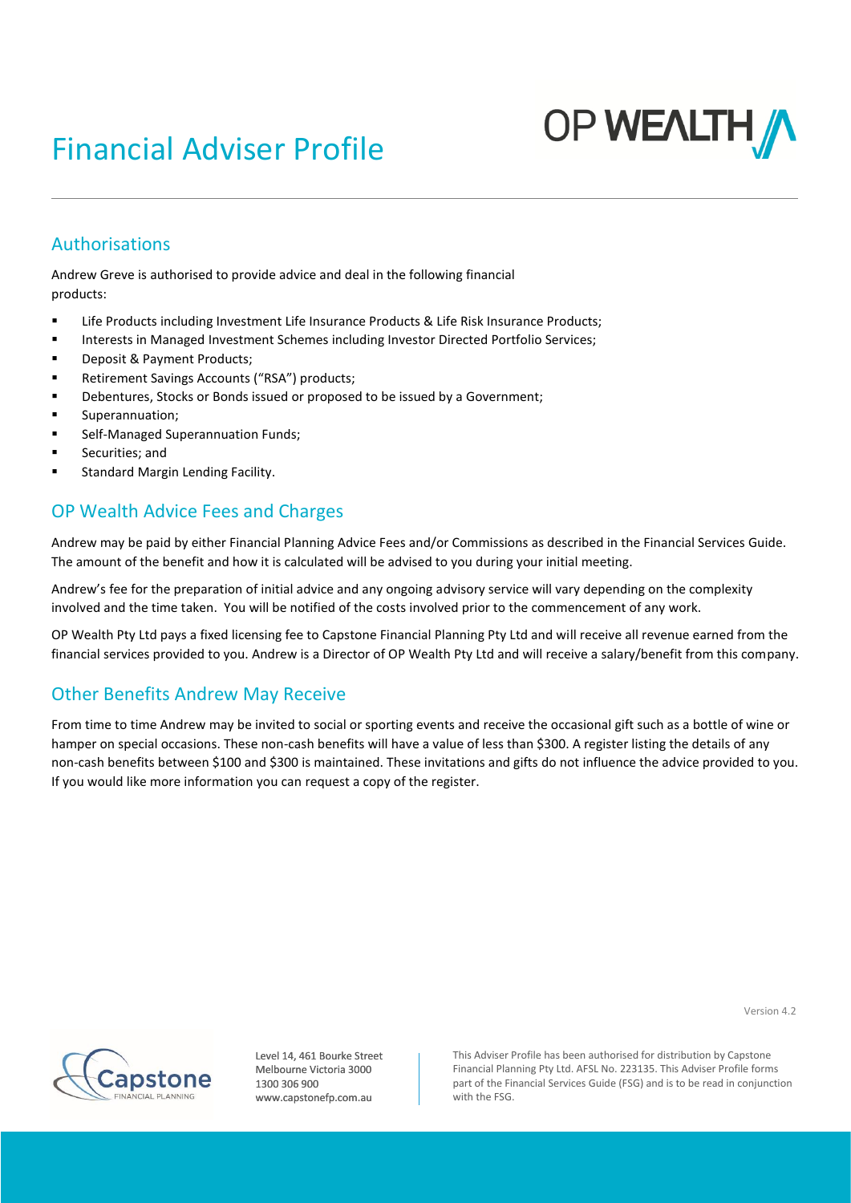# Financial Adviser Profile

OP WEALTH

## Authorisations

Andrew Greve is authorised to provide advice and deal in the following financial products:

- Life Products including Investment Life Insurance Products & Life Risk Insurance Products;
- Interests in Managed Investment Schemes including Investor Directed Portfolio Services;
- Deposit & Payment Products;
- Retirement Savings Accounts ("RSA") products;
- Debentures, Stocks or Bonds issued or proposed to be issued by a Government;
- Superannuation;
- Self-Managed Superannuation Funds;
- Securities; and
- Standard Margin Lending Facility.

## OP Wealth Advice Fees and Charges

Andrew may be paid by either Financial Planning Advice Fees and/or Commissions as described in the Financial Services Guide. The amount of the benefit and how it is calculated will be advised to you during your initial meeting.

Andrew's fee for the preparation of initial advice and any ongoing advisory service will vary depending on the complexity involved and the time taken. You will be notified of the costs involved prior to the commencement of any work.

OP Wealth Pty Ltd pays a fixed licensing fee to Capstone Financial Planning Pty Ltd and will receive all revenue earned from the financial services provided to you. Andrew is a Director of OP Wealth Pty Ltd and will receive a salary/benefit from this company.

## Other Benefits Andrew May Receive

From time to time Andrew may be invited to social or sporting events and receive the occasional gift such as a bottle of wine or hamper on special occasions. These non-cash benefits will have a value of less than $300. A register listing the details of any non-cash benefits between $100 and $300 is maintained. These invitations and gifts do not influence the advice provided to you. If you would like more information you can request a copy of the register.

Version 4.2

Capstone FINANCIAL PLANNING

Level 14, 461 Bourke Street
Melbourne Victoria 3000
1300 306 900
www.capstonefp.com.au

This Adviser Profile has been authorised for distribution by Capstone Financial Planning Pty Ltd. AFSL No. 223135. This Adviser Profile forms part of the Financial Services Guide (FSG) and is to be read in conjunction with the FSG.